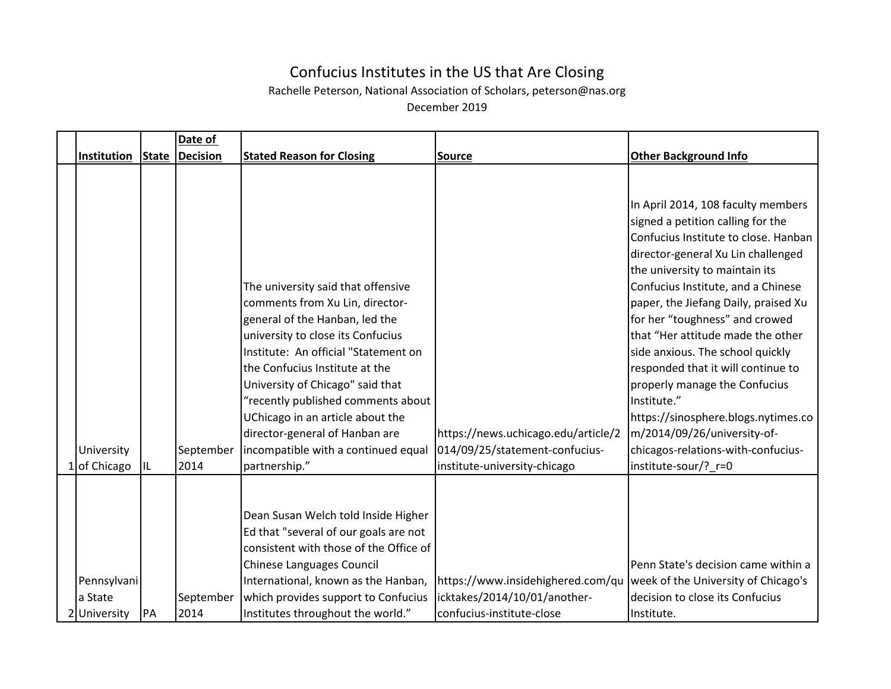# Confucius Institutes in the US that Are Closing

Rachelle Peterson, National Association of Scholars, peterson@nas.org

December 2019

| | Institution | State | Date of Decision | Stated Reason for Closing | Source | Other Background Info |
|---|---|---|---|---|---|---|
| 1 | University of Chicago | IL | September 2014 | The university said that offensive comments from Xu Lin, director-general of the Hanban, led the university to close its Confucius Institute: An official "Statement on the Confucius Institute at the University of Chicago" said that "recently published comments about UChicago in an article about the director-general of Hanban are incompatible with a continued equal partnership." | https://news.uchicago.edu/article/2014/09/25/statement-confucius-institute-university-chicago | In April 2014, 108 faculty members signed a petition calling for the Confucius Institute to close. Hanban director-general Xu Lin challenged the university to maintain its Confucius Institute, and a Chinese paper, the Jiefang Daily, praised Xu for her "toughness" and crowed that "Her attitude made the other side anxious. The school quickly responded that it will continue to properly manage the Confucius Institute." https://sinosphere.blogs.nytimes.com/2014/09/26/university-of-chicagos-relations-with-confucius-institute-sour/?_r=0 |
| 2 | Pennsylvania State University | PA | September 2014 | Dean Susan Welch told Inside Higher Ed that "several of our goals are not consistent with those of the Office of Chinese Languages Council International, known as the Hanban, which provides support to Confucius Institutes throughout the world." | https://www.insidehighered.com/quicktakes/2014/10/01/another-confucius-institute-close | Penn State's decision came within a week of the University of Chicago's decision to close its Confucius Institute. |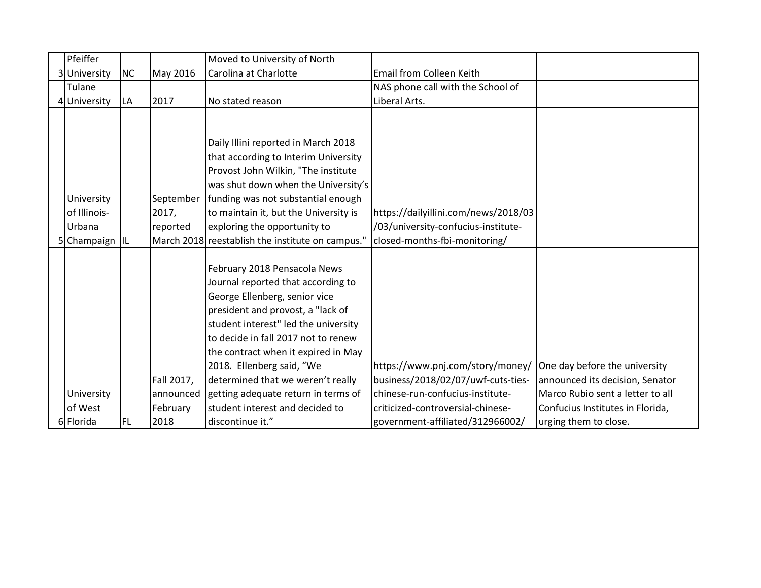| | | | | | | |
|---|---|---|---|---|---|---|
| 3 | Pfeiffer University | NC | May 2016 | Moved to University of North Carolina at Charlotte | Email from Colleen Keith | |
| 4 | Tulane University | LA | 2017 | No stated reason | NAS phone call with the School of Liberal Arts. | |
| 5 | University of Illinois-Urbana Champaign | IL | September 2017, reported March 2018 | Daily Illini reported in March 2018 that according to Interim University Provost John Wilkin, "The institute was shut down when the University's funding was not substantial enough to maintain it, but the University is exploring the opportunity to reestablish the institute on campus." | https://dailyillini.com/news/2018/03/03/university-confucius-institute-closed-months-fbi-monitoring/ | |
| 6 | University of West Florida | FL | Fall 2017, announced February 2018 | February 2018 Pensacola News Journal reported that according to George Ellenberg, senior vice president and provost, a "lack of student interest" led the university to decide in fall 2017 not to renew the contract when it expired in May 2018. Ellenberg said, "We determined that we weren't really getting adequate return in terms of student interest and decided to discontinue it." | https://www.pnj.com/story/money/business/2018/02/07/uwf-cuts-ties-chinese-run-confucius-institute-criticized-controversial-chinese-government-affiliated/312966002/ | One day before the university announced its decision, Senator Marco Rubio sent a letter to all Confucius Institutes in Florida, urging them to close. |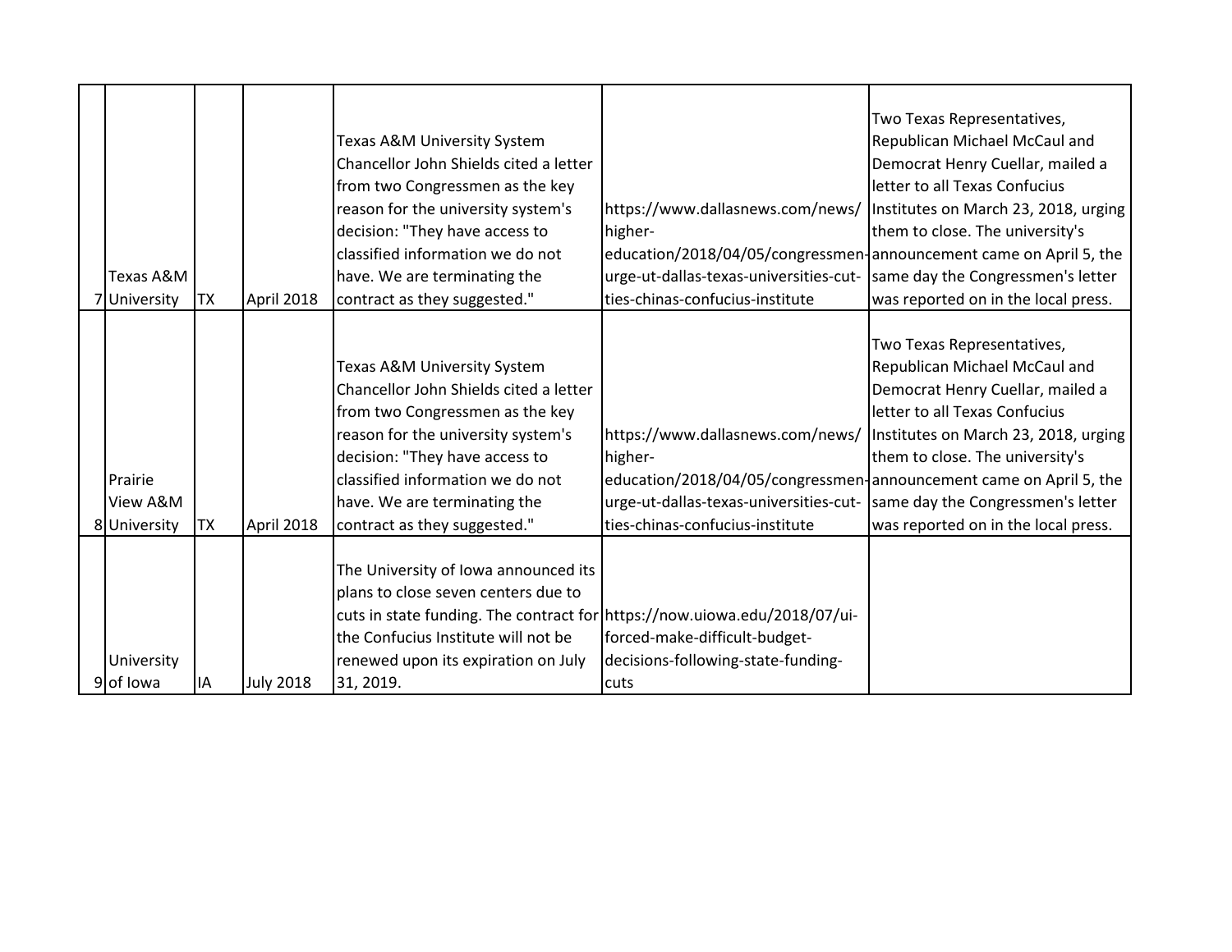| | | | | | | |
|---|---|---|---|---|---|---|
| 7 | Texas A&M University | TX | April 2018 | Texas A&M University System Chancellor John Shields cited a letter from two Congressmen as the key reason for the university system's decision: "They have access to classified information we do not have. We are terminating the contract as they suggested." | https://www.dallasnews.com/news/higher-education/2018/04/05/congressmen-urge-ut-dallas-texas-universities-cut-ties-chinas-confucius-institute | Two Texas Representatives, Republican Michael McCaul and Democrat Henry Cuellar, mailed a letter to all Texas Confucius Institutes on March 23, 2018, urging them to close. The university's announcement came on April 5, the same day the Congressmen's letter was reported on in the local press. |
| 8 | Prairie View A&M University | TX | April 2018 | Texas A&M University System Chancellor John Shields cited a letter from two Congressmen as the key reason for the university system's decision: "They have access to classified information we do not have. We are terminating the contract as they suggested." | https://www.dallasnews.com/news/higher-education/2018/04/05/congressmen-urge-ut-dallas-texas-universities-cut-ties-chinas-confucius-institute | Two Texas Representatives, Republican Michael McCaul and Democrat Henry Cuellar, mailed a letter to all Texas Confucius Institutes on March 23, 2018, urging them to close. The university's announcement came on April 5, the same day the Congressmen's letter was reported on in the local press. |
| 9 | University of Iowa | IA | July 2018 | The University of Iowa announced its plans to close seven centers due to cuts in state funding. The contract for the Confucius Institute will not be renewed upon its expiration on July 31, 2019. | https://now.uiowa.edu/2018/07/ui-forced-make-difficult-budget-decisions-following-state-funding-cuts | |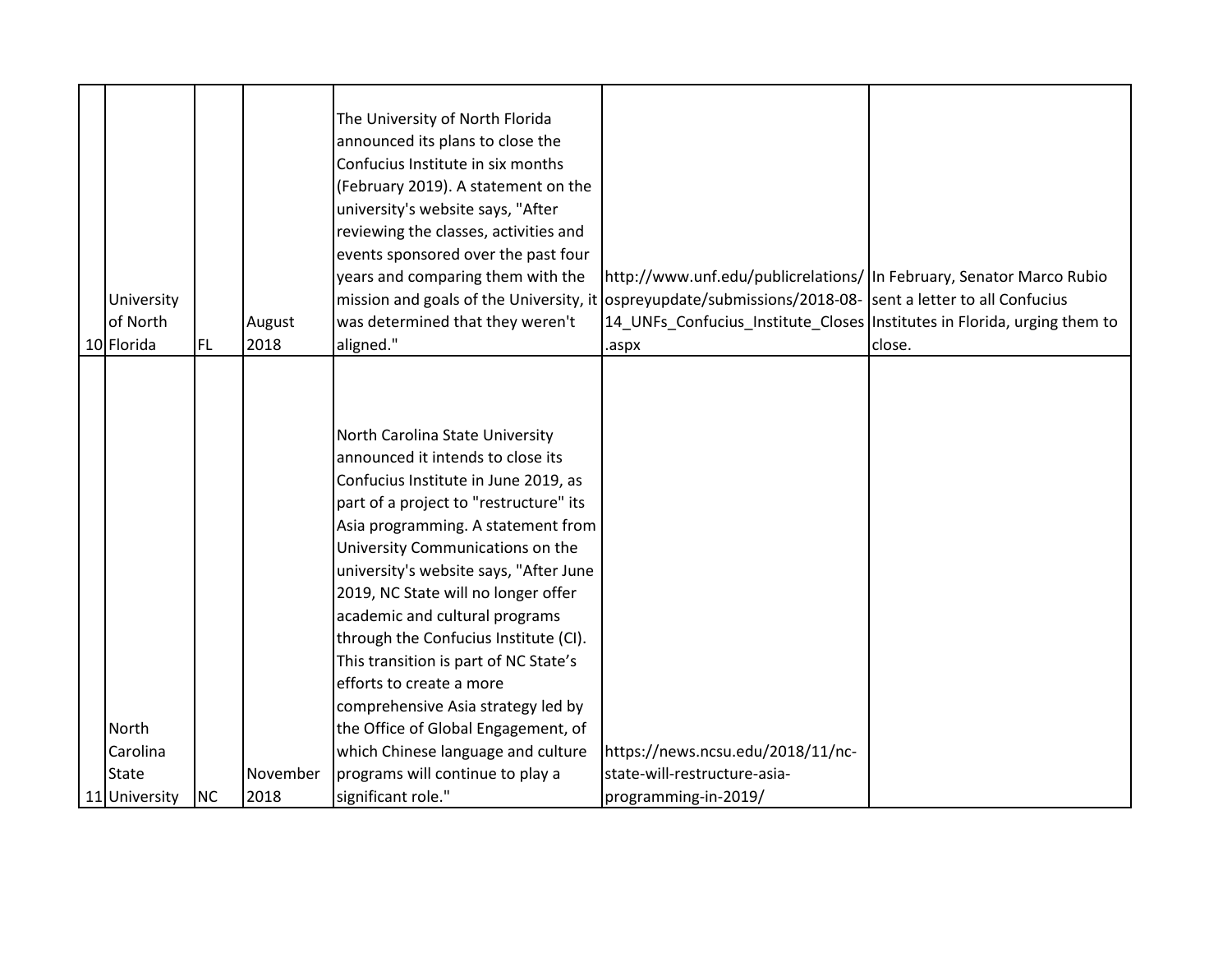| 10 | University of North Florida | FL | August 2018 | The University of North Florida announced its plans to close the Confucius Institute in six months (February 2019). A statement on the university's website says, "After reviewing the classes, activities and events sponsored over the past four years and comparing them with the mission and goals of the University, it was determined that they weren't aligned." | http://www.unf.edu/publicrelations/ospreyupdate/submissions/2018-08-14_UNFs_Confucius_Institute_Closes.aspx | In February, Senator Marco Rubio sent a letter to all Confucius Institutes in Florida, urging them to close. |
|---|---|---|---|---|---|---|
| 11 | North Carolina State University | NC | November 2018 | North Carolina State University announced it intends to close its Confucius Institute in June 2019, as part of a project to "restructure" its Asia programming. A statement from University Communications on the university's website says, "After June 2019, NC State will no longer offer academic and cultural programs through the Confucius Institute (CI). This transition is part of NC State's efforts to create a more comprehensive Asia strategy led by the Office of Global Engagement, of which Chinese language and culture programs will continue to play a significant role." | https://news.ncsu.edu/2018/11/nc-state-will-restructure-asia-programming-in-2019/ | |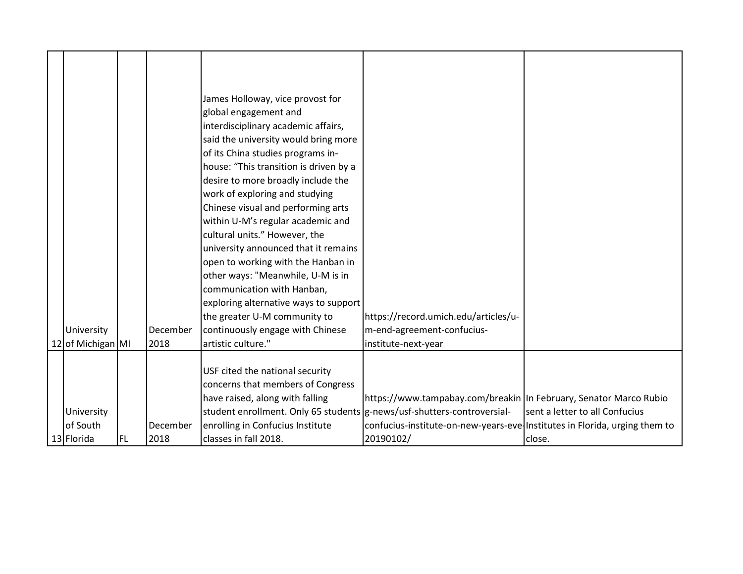| | | | | | | |
|---|---|---|---|---|---|---|
| 12 | University of Michigan | MI | December 2018 | James Holloway, vice provost for global engagement and interdisciplinary academic affairs, said the university would bring more of its China studies programs in-house: “This transition is driven by a desire to more broadly include the work of exploring and studying Chinese visual and performing arts within U-M’s regular academic and cultural units.” However, the university announced that it remains open to working with the Hanban in other ways: "Meanwhile, U-M is in communication with Hanban, exploring alternative ways to support the greater U-M community to continuously engage with Chinese artistic culture." | https://record.umich.edu/articles/u-m-end-agreement-confucius-institute-next-year | |
| 13 | University of South Florida | FL | December 2018 | USF cited the national security concerns that members of Congress have raised, along with falling student enrollment. Only 65 students enrolling in Confucius Institute classes in fall 2018. | https://www.tampabay.com/breaking-news/usf-shutters-controversial-confucius-institute-on-new-years-eve-20190102/ | In February, Senator Marco Rubio sent a letter to all Confucius Institutes in Florida, urging them to close. |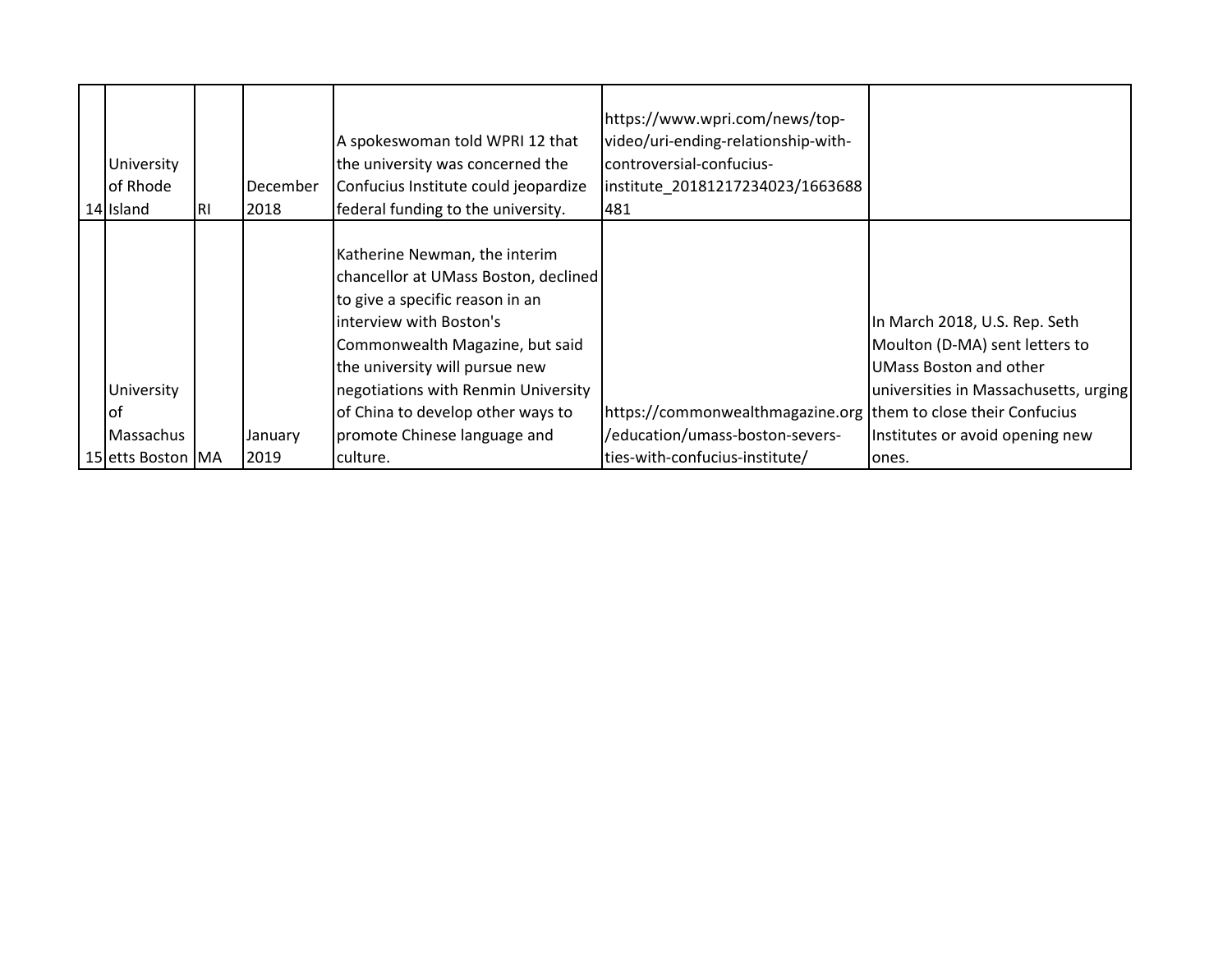| | | | | | | |
|---|---|---|---|---|---|---|
| 14 | University of Rhode Island | RI | December 2018 | A spokeswoman told WPRI 12 that the university was concerned the Confucius Institute could jeopardize federal funding to the university. | https://www.wpri.com/news/top-video/uri-ending-relationship-with-controversial-confucius-institute_20181217234023/1663688481 | |
| 15 | University of Massachusetts Boston | MA | January 2019 | Katherine Newman, the interim chancellor at UMass Boston, declined to give a specific reason in an interview with Boston's Commonwealth Magazine, but said the university will pursue new negotiations with Renmin University of China to develop other ways to promote Chinese language and culture. | https://commonwealthmagazine.org/education/umass-boston-severs-ties-with-confucius-institute/ | In March 2018, U.S. Rep. Seth Moulton (D-MA) sent letters to UMass Boston and other universities in Massachusetts, urging them to close their Confucius Institutes or avoid opening new ones. |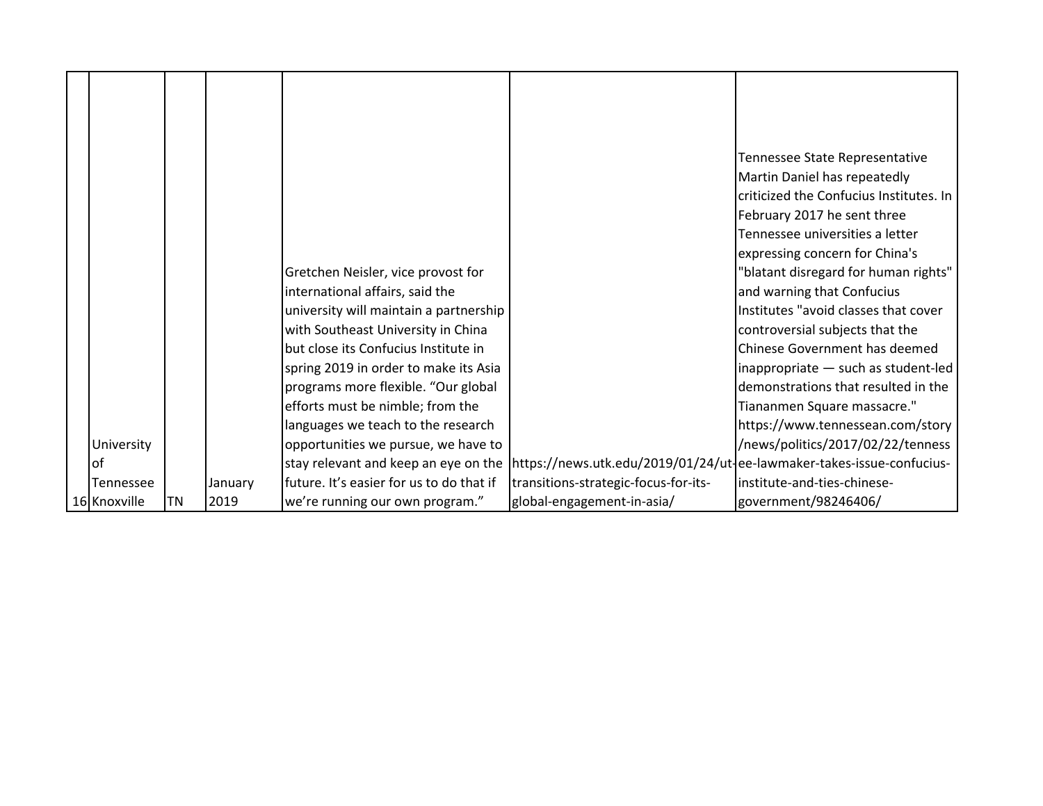| 16 | University of Tennessee Knoxville | TN | January 2019 | Gretchen Neisler, vice provost for international affairs, said the university will maintain a partnership with Southeast University in China but close its Confucius Institute in spring 2019 in order to make its Asia programs more flexible. “Our global efforts must be nimble; from the languages we teach to the research opportunities we pursue, we have to stay relevant and keep an eye on the future. It’s easier for us to do that if we’re running our own program.” | https://news.utk.edu/2019/01/24/ut-transitions-strategic-focus-for-its-global-engagement-in-asia/ | Tennessee State Representative Martin Daniel has repeatedly criticized the Confucius Institutes. In February 2017 he sent three Tennessee universities a letter expressing concern for China's "blatant disregard for human rights" and warning that Confucius Institutes "avoid classes that cover controversial subjects that the Chinese Government has deemed inappropriate — such as student-led demonstrations that resulted in the Tiananmen Square massacre." https://www.tennessean.com/story/news/politics/2017/02/22/tennessee-lawmaker-takes-issue-confucius-institute-and-ties-chinese-government/98246406/ |
|---|---|---|---|---|---|---|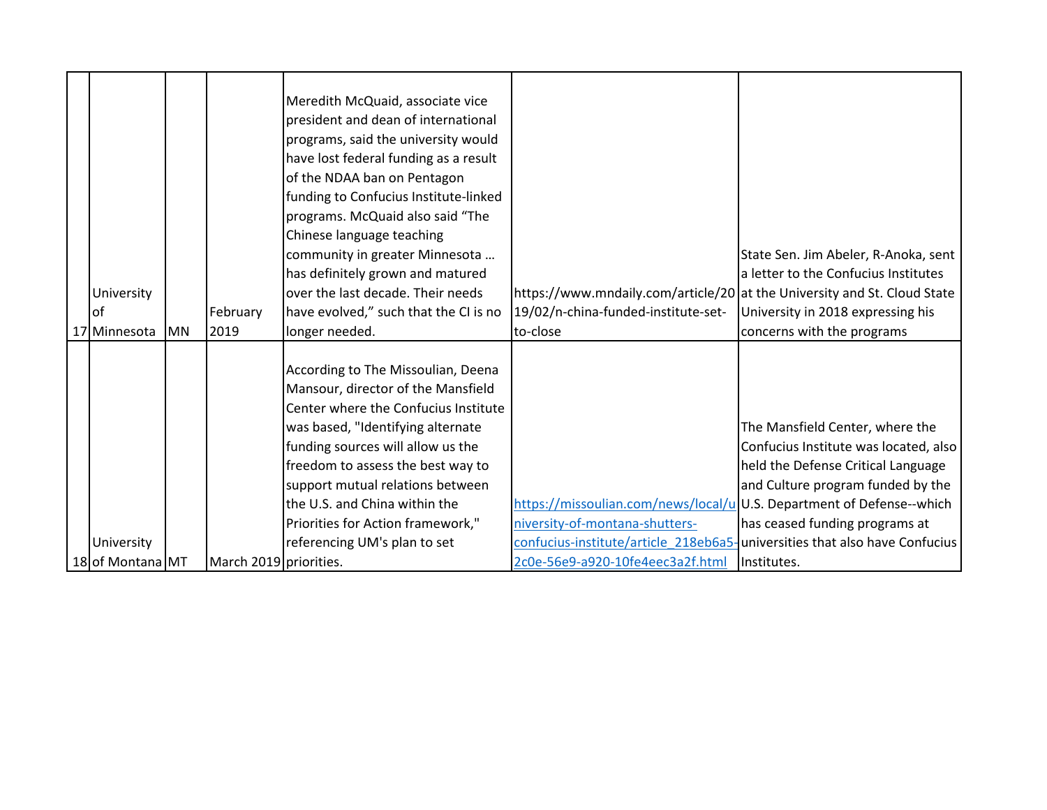| | | | | | | |
|---|---|---|---|---|---|---|
| 17 | University of Minnesota | MN | February 2019 | Meredith McQuaid, associate vice president and dean of international programs, said the university would have lost federal funding as a result of the NDAA ban on Pentagon funding to Confucius Institute-linked programs. McQuaid also said "The Chinese language teaching community in greater Minnesota … has definitely grown and matured over the last decade. Their needs have evolved," such that the CI is no longer needed. | https://www.mndaily.com/article/2019/02/n-china-funded-institute-set-to-close | State Sen. Jim Abeler, R-Anoka, sent a letter to the Confucius Institutes at the University and St. Cloud State University in 2018 expressing his concerns with the programs |
| 18 | University of Montana | MT | March 2019 | According to The Missoulian, Deena Mansour, director of the Mansfield Center where the Confucius Institute was based, "Identifying alternate funding sources will allow us the freedom to assess the best way to support mutual relations between the U.S. and China within the Priorities for Action framework," referencing UM's plan to set priorities. | https://missoulian.com/news/local/university-of-montana-shutters-confucius-institute/article_218eb6a5-2c0e-56e9-a920-10fe4eec3a2f.html | The Mansfield Center, where the Confucius Institute was located, also held the Defense Critical Language and Culture program funded by the U.S. Department of Defense--which has ceased funding programs at universities that also have Confucius Institutes. |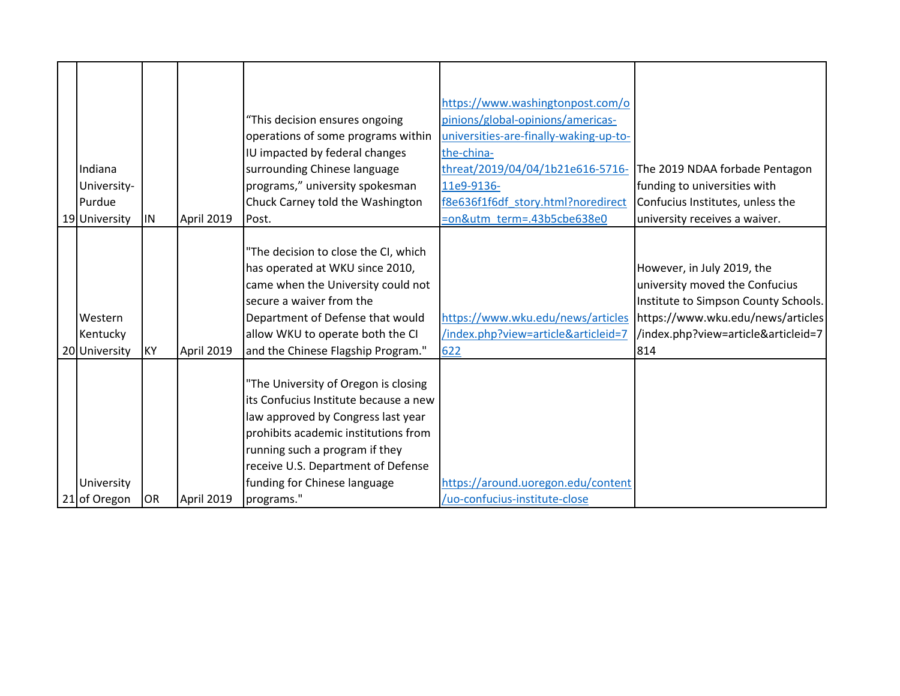| | | | | | | |
|---|---|---|---|---|---|---|
| 19 | Indiana University-Purdue University | IN | April 2019 | "This decision ensures ongoing operations of some programs within IU impacted by federal changes surrounding Chinese language programs," university spokesman Chuck Carney told the Washington Post. | https://www.washingtonpost.com/opinions/global-opinions/americas-universities-are-finally-waking-up-to-the-china-threat/2019/04/04/1b21e616-5716-11e9-9136-f8e636f1f6df_story.html?noredirect=on&utm_term=.43b5cbe638e0 | The 2019 NDAA forbade Pentagon funding to universities with Confucius Institutes, unless the university receives a waiver. |
| 20 | Western Kentucky University | KY | April 2019 | "The decision to close the CI, which has operated at WKU since 2010, came when the University could not secure a waiver from the Department of Defense that would allow WKU to operate both the CI and the Chinese Flagship Program." | https://www.wku.edu/news/articles/index.php?view=article&articleid=7622 | However, in July 2019, the university moved the Confucius Institute to Simpson County Schools. https://www.wku.edu/news/articles/index.php?view=article&articleid=7814 |
| 21 | University of Oregon | OR | April 2019 | "The University of Oregon is closing its Confucius Institute because a new law approved by Congress last year prohibits academic institutions from running such a program if they receive U.S. Department of Defense funding for Chinese language programs." | https://around.uoregon.edu/content/uo-confucius-institute-close | |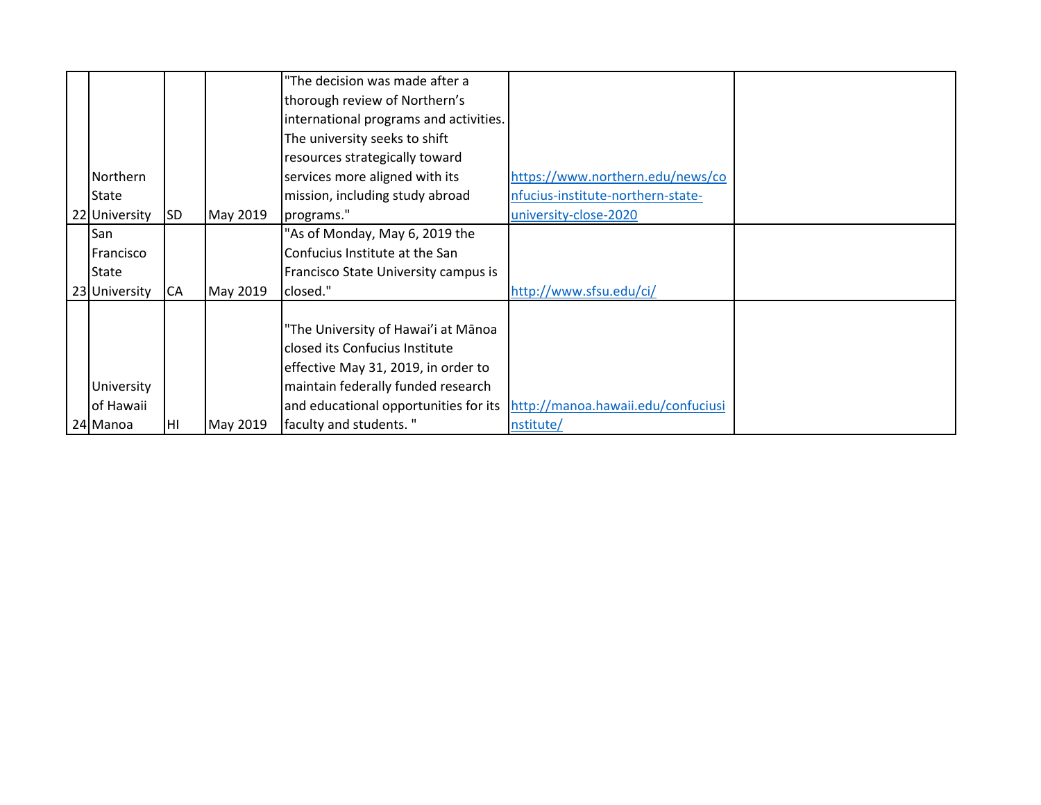| | | | | | | |
|---|---|---|---|---|---|---|
| 22 | Northern State University | SD | May 2019 | "The decision was made after a thorough review of Northern's international programs and activities. The university seeks to shift resources strategically toward services more aligned with its mission, including study abroad programs." | https://www.northern.edu/news/confucius-institute-northern-state-university-close-2020 | |
| 23 | San Francisco State University | CA | May 2019 | "As of Monday, May 6, 2019 the Confucius Institute at the San Francisco State University campus is closed." | http://www.sfsu.edu/ci/ | |
| 24 | University of Hawaii Manoa | HI | May 2019 | "The University of Hawai'i at Mānoa closed its Confucius Institute effective May 31, 2019, in order to maintain federally funded research and educational opportunities for its faculty and students. " | http://manoa.hawaii.edu/confuciusinstitute/ | |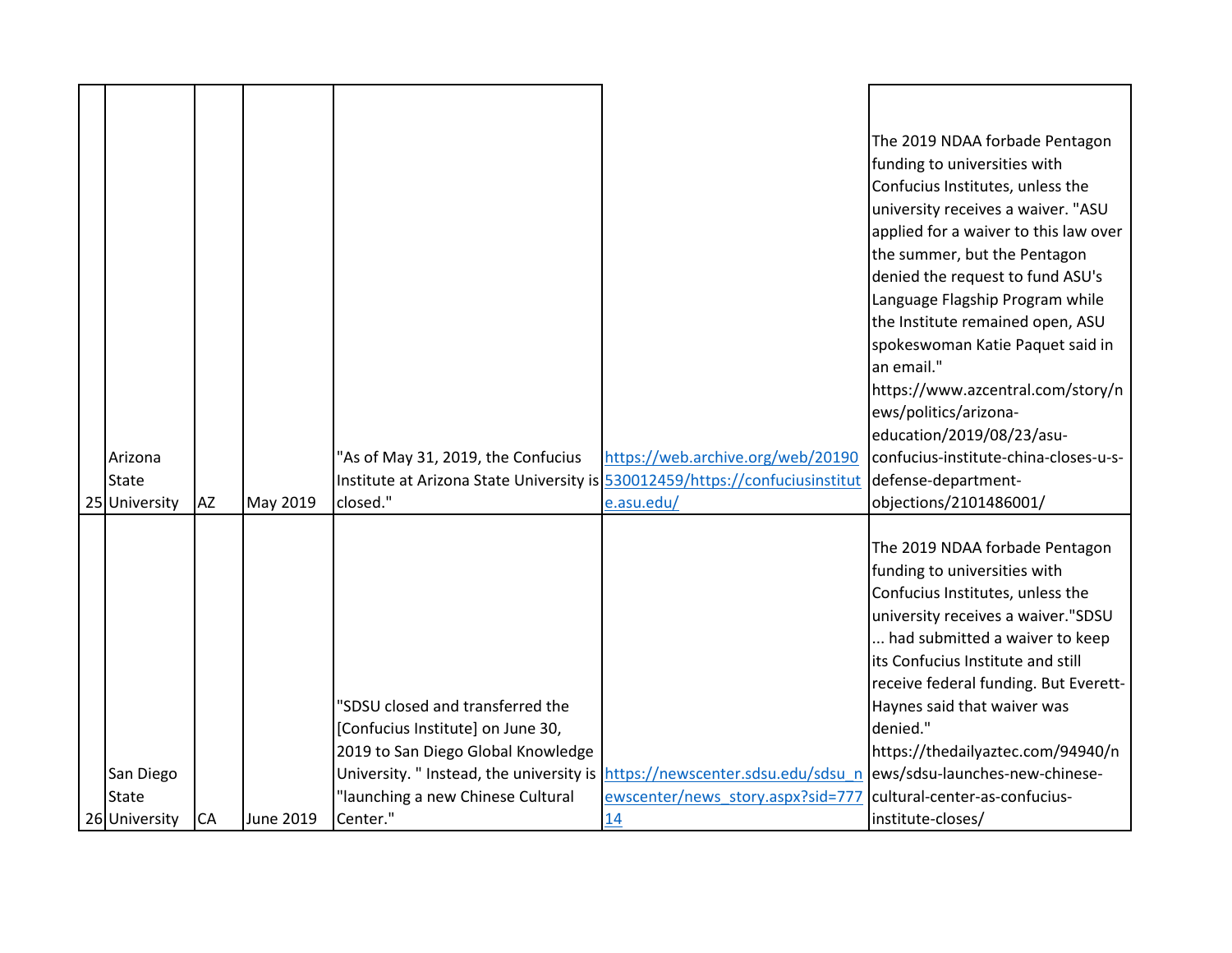| | | | | | | |
|---|---|---|---|---|---|---|
| 25 | Arizona State University | AZ | May 2019 | "As of May 31, 2019, the Confucius Institute at Arizona State University is closed." | https://web.archive.org/web/20190530012459/https://confuciusinstitute.asu.edu/ | The 2019 NDAA forbade Pentagon funding to universities with Confucius Institutes, unless the university receives a waiver. "ASU applied for a waiver to this law over the summer, but the Pentagon denied the request to fund ASU's Language Flagship Program while the Institute remained open, ASU spokeswoman Katie Paquet said in an email." https://www.azcentral.com/story/news/politics/arizona-education/2019/08/23/asu-confucius-institute-china-closes-u-s-defense-department-objections/2101486001/ |
| 26 | San Diego State University | CA | June 2019 | "SDSU closed and transferred the [Confucius Institute] on June 30, 2019 to San Diego Global Knowledge University. " Instead, the university is "launching a new Chinese Cultural Center." | https://newscenter.sdsu.edu/sdsu_newscenter/news_story.aspx?sid=77714 | The 2019 NDAA forbade Pentagon funding to universities with Confucius Institutes, unless the university receives a waiver."SDSU ... had submitted a waiver to keep its Confucius Institute and still receive federal funding. But Everett-Haynes said that waiver was denied." https://thedailyaztec.com/94940/news/sdsu-launches-new-chinese-cultural-center-as-confucius-institute-closes/ |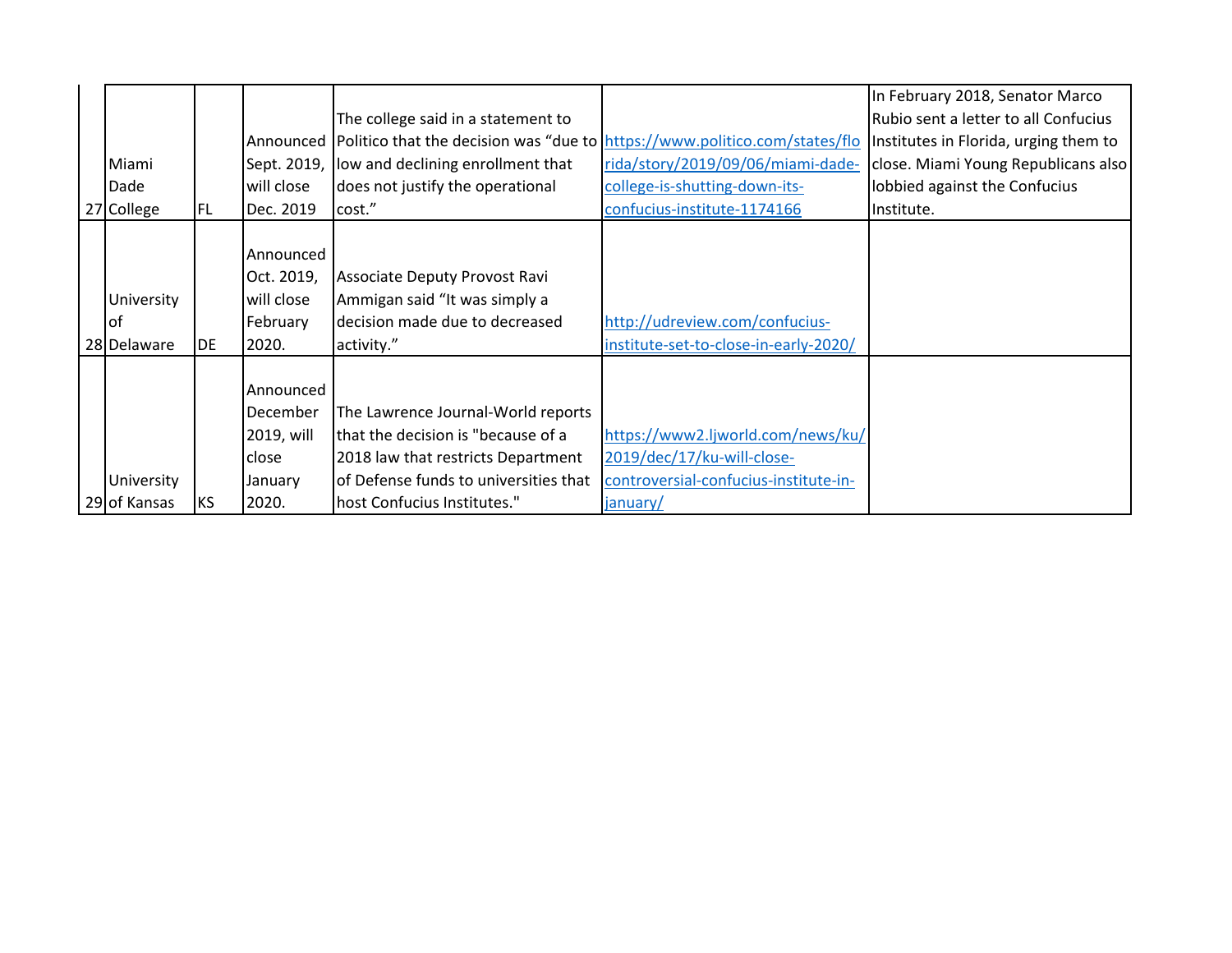| | | | | | | |
|---|---|---|---|---|---|---|
| 27 | Miami Dade College | FL | Announced Sept. 2019, will close Dec. 2019 | The college said in a statement to Politico that the decision was "due to low and declining enrollment that does not justify the operational cost." | https://www.politico.com/states/florida/story/2019/09/06/miami-dade-college-is-shutting-down-its-confucius-institute-1174166 | In February 2018, Senator Marco Rubio sent a letter to all Confucius Institutes in Florida, urging them to close. Miami Young Republicans also lobbied against the Confucius Institute. |
| 28 | University of Delaware | DE | Announced Oct. 2019, will close February 2020. | Associate Deputy Provost Ravi Ammigan said "It was simply a decision made due to decreased activity." | http://udreview.com/confucius-institute-set-to-close-in-early-2020/ | |
| 29 | University of Kansas | KS | Announced December 2019, will close January 2020. | The Lawrence Journal-World reports that the decision is "because of a 2018 law that restricts Department of Defense funds to universities that host Confucius Institutes." | https://www2.ljworld.com/news/ku/2019/dec/17/ku-will-close-controversial-confucius-institute-in-january/ | |